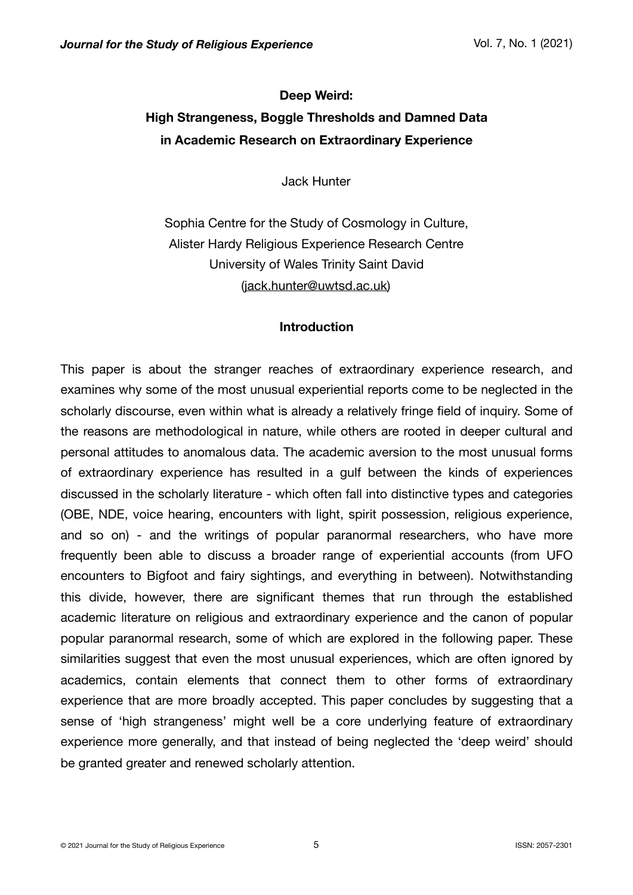# Deep Weird: High Strangeness, Boggle Thresholds and Damned Data in Academic Research on Extraordinary Experience

Jack Hunter

Sophia Centre for the Study of Cosmology in Culture,
Alister Hardy Religious Experience Research Centre
University of Wales Trinity Saint David
(jack.hunter@uwtsd.ac.uk)

## Introduction

This paper is about the stranger reaches of extraordinary experience research, and examines why some of the most unusual experiential reports come to be neglected in the scholarly discourse, even within what is already a relatively fringe field of inquiry. Some of the reasons are methodological in nature, while others are rooted in deeper cultural and personal attitudes to anomalous data. The academic aversion to the most unusual forms of extraordinary experience has resulted in a gulf between the kinds of experiences discussed in the scholarly literature - which often fall into distinctive types and categories (OBE, NDE, voice hearing, encounters with light, spirit possession, religious experience, and so on) - and the writings of popular paranormal researchers, who have more frequently been able to discuss a broader range of experiential accounts (from UFO encounters to Bigfoot and fairy sightings, and everything in between). Notwithstanding this divide, however, there are significant themes that run through the established academic literature on religious and extraordinary experience and the canon of popular popular paranormal research, some of which are explored in the following paper. These similarities suggest that even the most unusual experiences, which are often ignored by academics, contain elements that connect them to other forms of extraordinary experience that are more broadly accepted. This paper concludes by suggesting that a sense of 'high strangeness' might well be a core underlying feature of extraordinary experience more generally, and that instead of being neglected the 'deep weird' should be granted greater and renewed scholarly attention.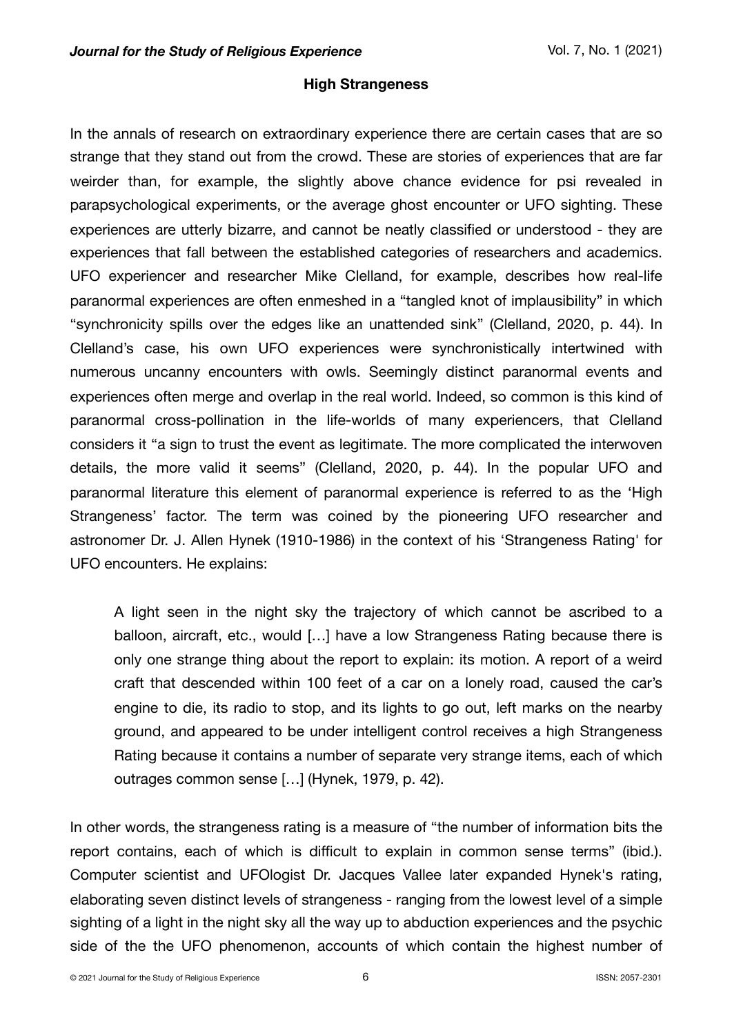## High Strangeness

In the annals of research on extraordinary experience there are certain cases that are so strange that they stand out from the crowd. These are stories of experiences that are far weirder than, for example, the slightly above chance evidence for psi revealed in parapsychological experiments, or the average ghost encounter or UFO sighting. These experiences are utterly bizarre, and cannot be neatly classified or understood - they are experiences that fall between the established categories of researchers and academics. UFO experiencer and researcher Mike Clelland, for example, describes how real-life paranormal experiences are often enmeshed in a "tangled knot of implausibility" in which "synchronicity spills over the edges like an unattended sink" (Clelland, 2020, p. 44). In Clelland's case, his own UFO experiences were synchronistically intertwined with numerous uncanny encounters with owls. Seemingly distinct paranormal events and experiences often merge and overlap in the real world. Indeed, so common is this kind of paranormal cross-pollination in the life-worlds of many experiencers, that Clelland considers it "a sign to trust the event as legitimate. The more complicated the interwoven details, the more valid it seems" (Clelland, 2020, p. 44). In the popular UFO and paranormal literature this element of paranormal experience is referred to as the 'High Strangeness' factor. The term was coined by the pioneering UFO researcher and astronomer Dr. J. Allen Hynek (1910-1986) in the context of his 'Strangeness Rating' for UFO encounters. He explains:

> A light seen in the night sky the trajectory of which cannot be ascribed to a balloon, aircraft, etc., would […] have a low Strangeness Rating because there is only one strange thing about the report to explain: its motion. A report of a weird craft that descended within 100 feet of a car on a lonely road, caused the car's engine to die, its radio to stop, and its lights to go out, left marks on the nearby ground, and appeared to be under intelligent control receives a high Strangeness Rating because it contains a number of separate very strange items, each of which outrages common sense […] (Hynek, 1979, p. 42).

In other words, the strangeness rating is a measure of "the number of information bits the report contains, each of which is difficult to explain in common sense terms" (ibid.). Computer scientist and UFOlogist Dr. Jacques Vallee later expanded Hynek's rating, elaborating seven distinct levels of strangeness - ranging from the lowest level of a simple sighting of a light in the night sky all the way up to abduction experiences and the psychic side of the the UFO phenomenon, accounts of which contain the highest number of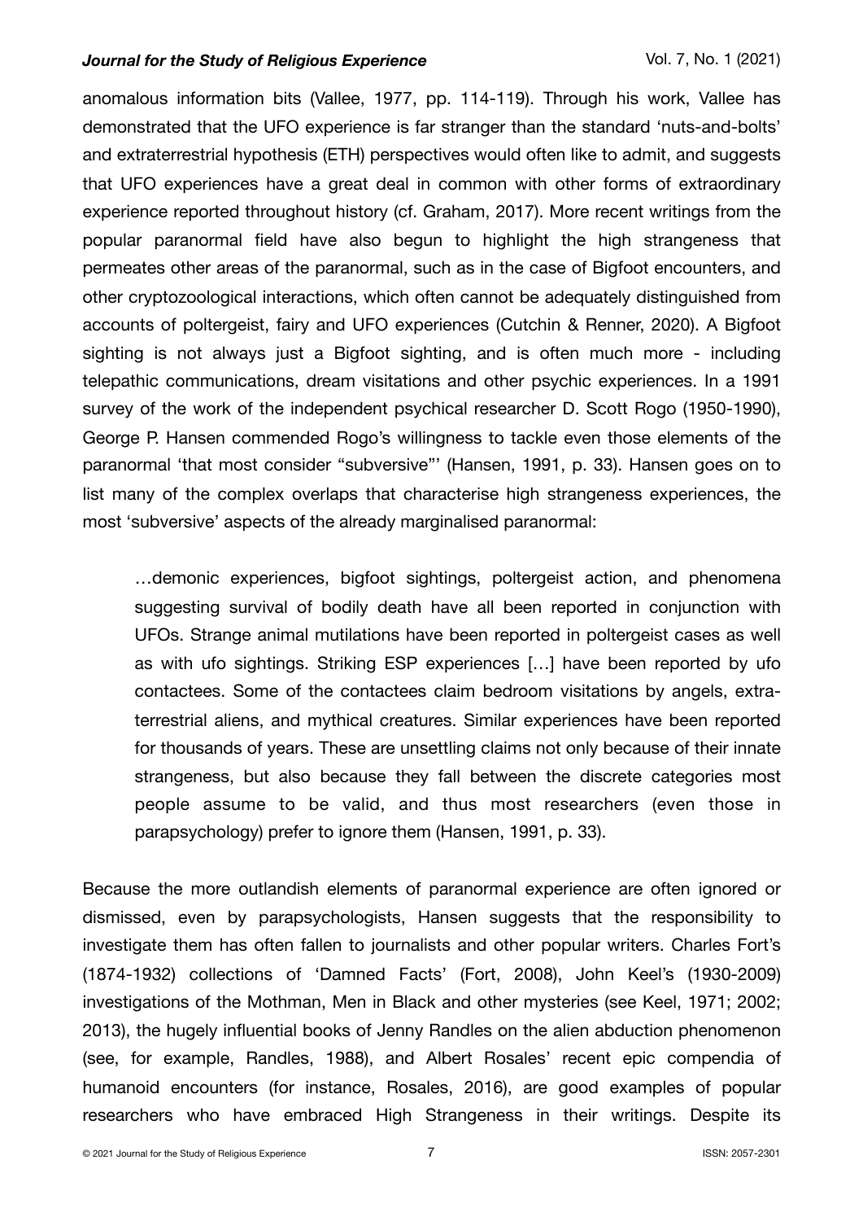anomalous information bits (Vallee, 1977, pp. 114-119). Through his work, Vallee has demonstrated that the UFO experience is far stranger than the standard 'nuts-and-bolts' and extraterrestrial hypothesis (ETH) perspectives would often like to admit, and suggests that UFO experiences have a great deal in common with other forms of extraordinary experience reported throughout history (cf. Graham, 2017). More recent writings from the popular paranormal field have also begun to highlight the high strangeness that permeates other areas of the paranormal, such as in the case of Bigfoot encounters, and other cryptozoological interactions, which often cannot be adequately distinguished from accounts of poltergeist, fairy and UFO experiences (Cutchin & Renner, 2020). A Bigfoot sighting is not always just a Bigfoot sighting, and is often much more - including telepathic communications, dream visitations and other psychic experiences. In a 1991 survey of the work of the independent psychical researcher D. Scott Rogo (1950-1990), George P. Hansen commended Rogo's willingness to tackle even those elements of the paranormal 'that most consider "subversive"' (Hansen, 1991, p. 33). Hansen goes on to list many of the complex overlaps that characterise high strangeness experiences, the most 'subversive' aspects of the already marginalised paranormal:

> …demonic experiences, bigfoot sightings, poltergeist action, and phenomena suggesting survival of bodily death have all been reported in conjunction with UFOs. Strange animal mutilations have been reported in poltergeist cases as well as with ufo sightings. Striking ESP experiences […] have been reported by ufo contactees. Some of the contactees claim bedroom visitations by angels, extra-terrestrial aliens, and mythical creatures. Similar experiences have been reported for thousands of years. These are unsettling claims not only because of their innate strangeness, but also because they fall between the discrete categories most people assume to be valid, and thus most researchers (even those in parapsychology) prefer to ignore them (Hansen, 1991, p. 33).

Because the more outlandish elements of paranormal experience are often ignored or dismissed, even by parapsychologists, Hansen suggests that the responsibility to investigate them has often fallen to journalists and other popular writers. Charles Fort's (1874-1932) collections of 'Damned Facts' (Fort, 2008), John Keel's (1930-2009) investigations of the Mothman, Men in Black and other mysteries (see Keel, 1971; 2002; 2013), the hugely influential books of Jenny Randles on the alien abduction phenomenon (see, for example, Randles, 1988), and Albert Rosales' recent epic compendia of humanoid encounters (for instance, Rosales, 2016), are good examples of popular researchers who have embraced High Strangeness in their writings. Despite its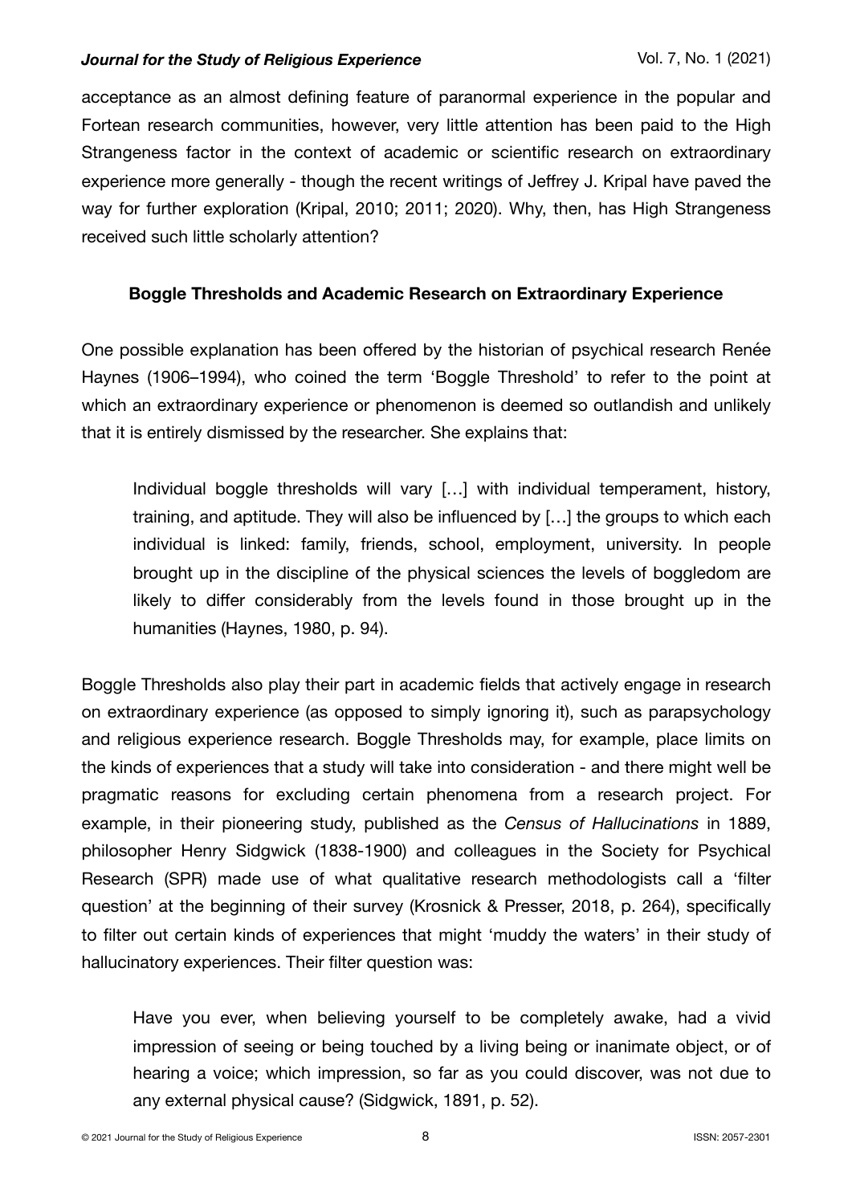acceptance as an almost defining feature of paranormal experience in the popular and Fortean research communities, however, very little attention has been paid to the High Strangeness factor in the context of academic or scientific research on extraordinary experience more generally - though the recent writings of Jeffrey J. Kripal have paved the way for further exploration (Kripal, 2010; 2011; 2020). Why, then, has High Strangeness received such little scholarly attention?

## Boggle Thresholds and Academic Research on Extraordinary Experience

One possible explanation has been offered by the historian of psychical research Renée Haynes (1906–1994), who coined the term 'Boggle Threshold' to refer to the point at which an extraordinary experience or phenomenon is deemed so outlandish and unlikely that it is entirely dismissed by the researcher. She explains that:

> Individual boggle thresholds will vary […] with individual temperament, history, training, and aptitude. They will also be influenced by […] the groups to which each individual is linked: family, friends, school, employment, university. In people brought up in the discipline of the physical sciences the levels of boggledom are likely to differ considerably from the levels found in those brought up in the humanities (Haynes, 1980, p. 94).

Boggle Thresholds also play their part in academic fields that actively engage in research on extraordinary experience (as opposed to simply ignoring it), such as parapsychology and religious experience research. Boggle Thresholds may, for example, place limits on the kinds of experiences that a study will take into consideration - and there might well be pragmatic reasons for excluding certain phenomena from a research project. For example, in their pioneering study, published as the *Census of Hallucinations* in 1889, philosopher Henry Sidgwick (1838-1900) and colleagues in the Society for Psychical Research (SPR) made use of what qualitative research methodologists call a 'filter question' at the beginning of their survey (Krosnick & Presser, 2018, p. 264), specifically to filter out certain kinds of experiences that might 'muddy the waters' in their study of hallucinatory experiences. Their filter question was:

> Have you ever, when believing yourself to be completely awake, had a vivid impression of seeing or being touched by a living being or inanimate object, or of hearing a voice; which impression, so far as you could discover, was not due to any external physical cause? (Sidgwick, 1891, p. 52).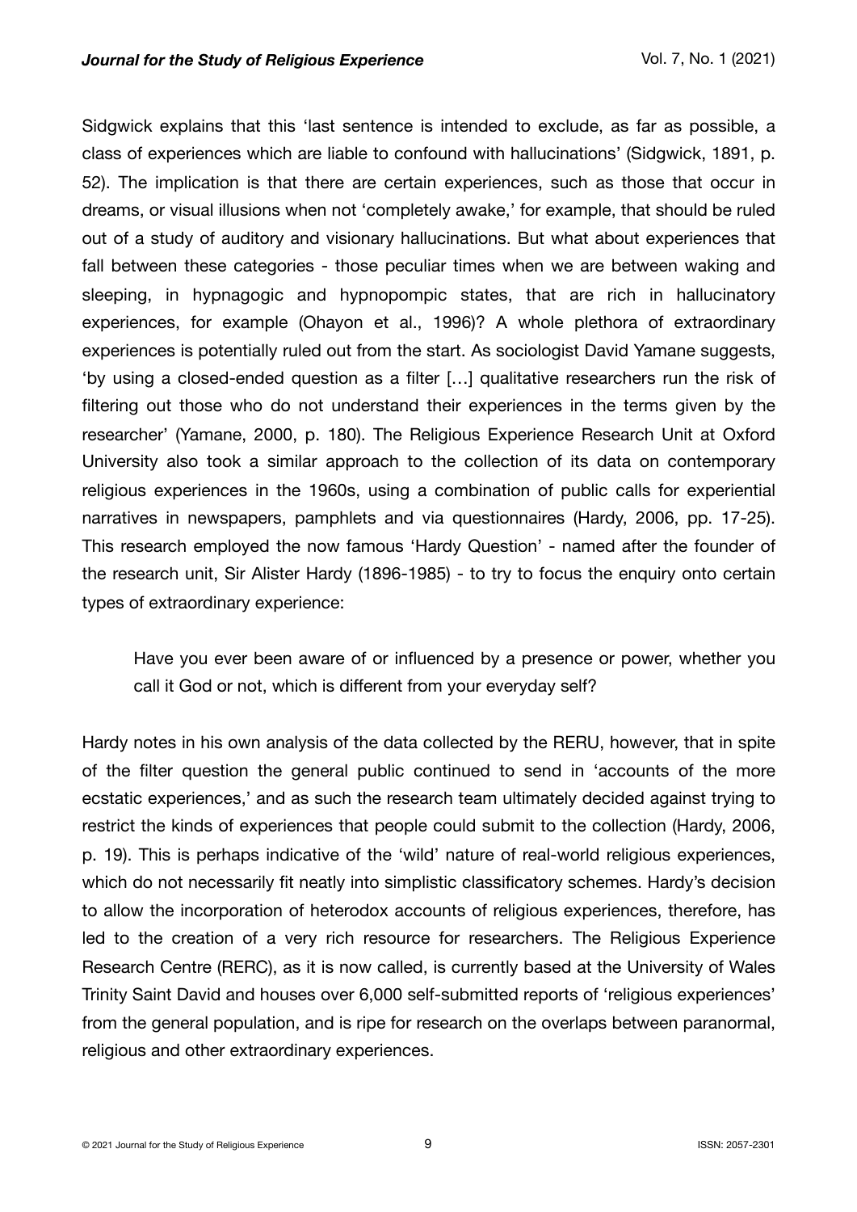Sidgwick explains that this ‘last sentence is intended to exclude, as far as possible, a class of experiences which are liable to confound with hallucinations’ (Sidgwick, 1891, p. 52). The implication is that there are certain experiences, such as those that occur in dreams, or visual illusions when not ‘completely awake,’ for example, that should be ruled out of a study of auditory and visionary hallucinations. But what about experiences that fall between these categories - those peculiar times when we are between waking and sleeping, in hypnagogic and hypnopompic states, that are rich in hallucinatory experiences, for example (Ohayon et al., 1996)? A whole plethora of extraordinary experiences is potentially ruled out from the start. As sociologist David Yamane suggests, ‘by using a closed-ended question as a filter […] qualitative researchers run the risk of filtering out those who do not understand their experiences in the terms given by the researcher’ (Yamane, 2000, p. 180). The Religious Experience Research Unit at Oxford University also took a similar approach to the collection of its data on contemporary religious experiences in the 1960s, using a combination of public calls for experiential narratives in newspapers, pamphlets and via questionnaires (Hardy, 2006, pp. 17-25). This research employed the now famous ‘Hardy Question’ - named after the founder of the research unit, Sir Alister Hardy (1896-1985) - to try to focus the enquiry onto certain types of extraordinary experience:

> Have you ever been aware of or influenced by a presence or power, whether you call it God or not, which is different from your everyday self?

Hardy notes in his own analysis of the data collected by the RERU, however, that in spite of the filter question the general public continued to send in ‘accounts of the more ecstatic experiences,’ and as such the research team ultimately decided against trying to restrict the kinds of experiences that people could submit to the collection (Hardy, 2006, p. 19). This is perhaps indicative of the ‘wild’ nature of real-world religious experiences, which do not necessarily fit neatly into simplistic classificatory schemes. Hardy’s decision to allow the incorporation of heterodox accounts of religious experiences, therefore, has led to the creation of a very rich resource for researchers. The Religious Experience Research Centre (RERC), as it is now called, is currently based at the University of Wales Trinity Saint David and houses over 6,000 self-submitted reports of ‘religious experiences’ from the general population, and is ripe for research on the overlaps between paranormal, religious and other extraordinary experiences.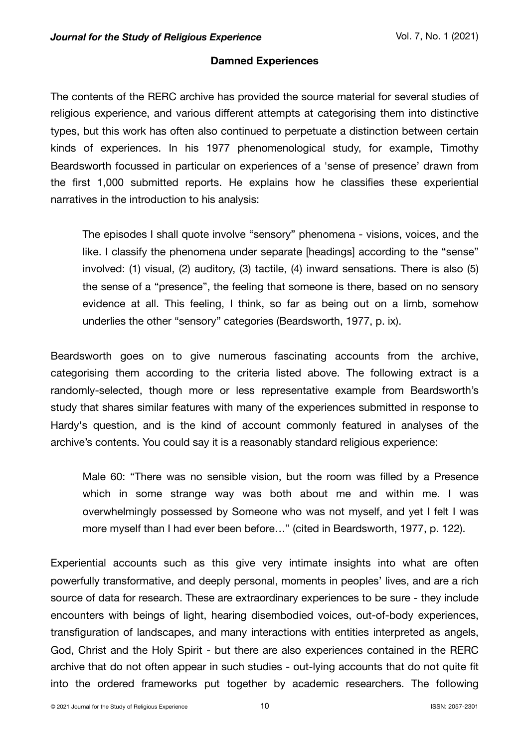### Damned Experiences

The contents of the RERC archive has provided the source material for several studies of religious experience, and various different attempts at categorising them into distinctive types, but this work has often also continued to perpetuate a distinction between certain kinds of experiences. In his 1977 phenomenological study, for example, Timothy Beardsworth focussed in particular on experiences of a 'sense of presence' drawn from the first 1,000 submitted reports. He explains how he classifies these experiential narratives in the introduction to his analysis:

> The episodes I shall quote involve "sensory" phenomena - visions, voices, and the like. I classify the phenomena under separate [headings] according to the "sense" involved: (1) visual, (2) auditory, (3) tactile, (4) inward sensations. There is also (5) the sense of a "presence", the feeling that someone is there, based on no sensory evidence at all. This feeling, I think, so far as being out on a limb, somehow underlies the other "sensory" categories (Beardsworth, 1977, p. ix).

Beardsworth goes on to give numerous fascinating accounts from the archive, categorising them according to the criteria listed above. The following extract is a randomly-selected, though more or less representative example from Beardsworth's study that shares similar features with many of the experiences submitted in response to Hardy's question, and is the kind of account commonly featured in analyses of the archive's contents. You could say it is a reasonably standard religious experience:

> Male 60: "There was no sensible vision, but the room was filled by a Presence which in some strange way was both about me and within me. I was overwhelmingly possessed by Someone who was not myself, and yet I felt I was more myself than I had ever been before…" (cited in Beardsworth, 1977, p. 122).

Experiential accounts such as this give very intimate insights into what are often powerfully transformative, and deeply personal, moments in peoples' lives, and are a rich source of data for research. These are extraordinary experiences to be sure - they include encounters with beings of light, hearing disembodied voices, out-of-body experiences, transfiguration of landscapes, and many interactions with entities interpreted as angels, God, Christ and the Holy Spirit - but there are also experiences contained in the RERC archive that do not often appear in such studies - out-lying accounts that do not quite fit into the ordered frameworks put together by academic researchers. The following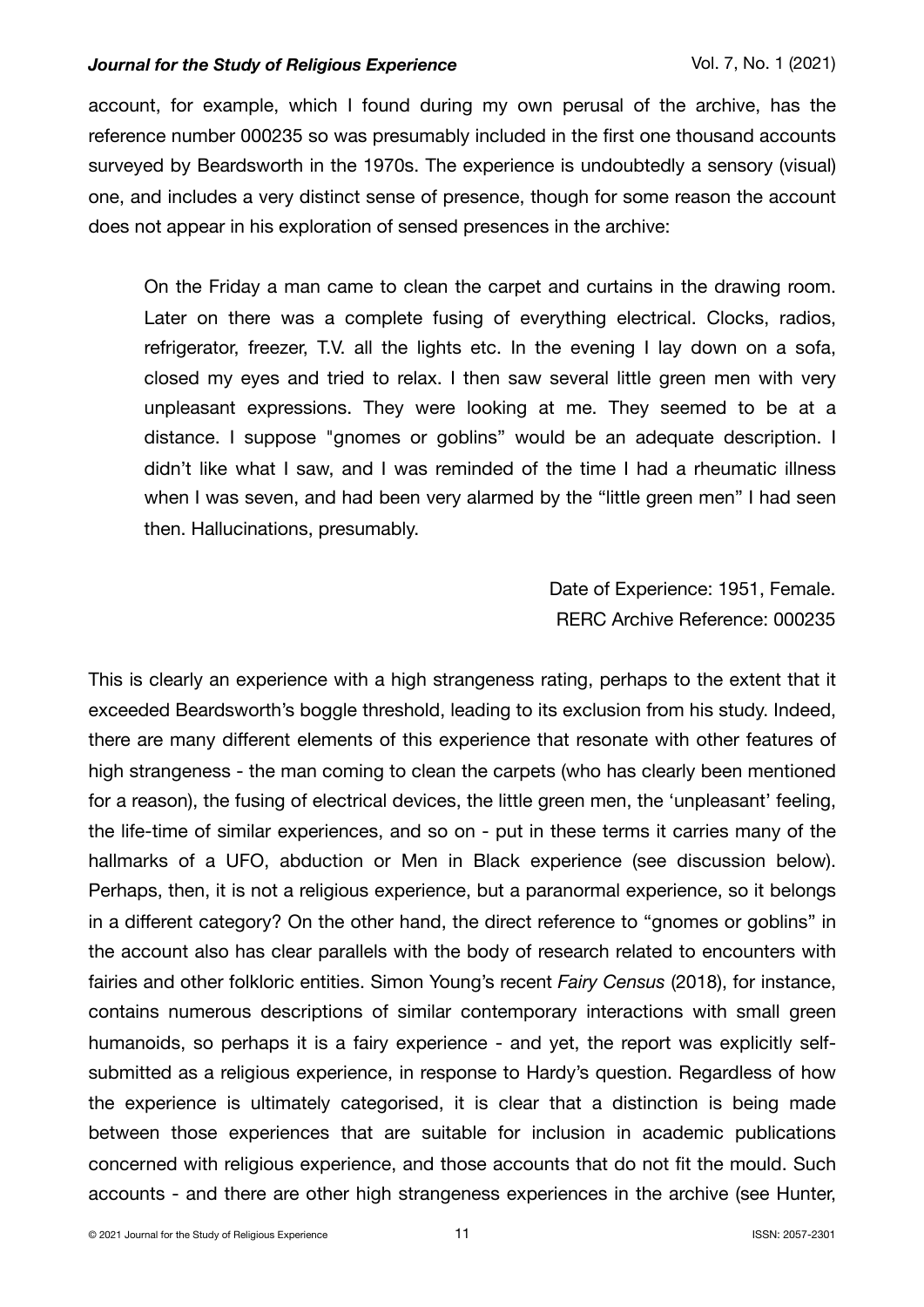account, for example, which I found during my own perusal of the archive, has the reference number 000235 so was presumably included in the first one thousand accounts surveyed by Beardsworth in the 1970s. The experience is undoubtedly a sensory (visual) one, and includes a very distinct sense of presence, though for some reason the account does not appear in his exploration of sensed presences in the archive:

> On the Friday a man came to clean the carpet and curtains in the drawing room. Later on there was a complete fusing of everything electrical. Clocks, radios, refrigerator, freezer, T.V. all the lights etc. In the evening I lay down on a sofa, closed my eyes and tried to relax. I then saw several little green men with very unpleasant expressions. They were looking at me. They seemed to be at a distance. I suppose "gnomes or goblins" would be an adequate description. I didn't like what I saw, and I was reminded of the time I had a rheumatic illness when I was seven, and had been very alarmed by the "little green men" I had seen then. Hallucinations, presumably.
>
> Date of Experience: 1951, Female.
> RERC Archive Reference: 000235

This is clearly an experience with a high strangeness rating, perhaps to the extent that it exceeded Beardsworth's boggle threshold, leading to its exclusion from his study. Indeed, there are many different elements of this experience that resonate with other features of high strangeness - the man coming to clean the carpets (who has clearly been mentioned for a reason), the fusing of electrical devices, the little green men, the 'unpleasant' feeling, the life-time of similar experiences, and so on - put in these terms it carries many of the hallmarks of a UFO, abduction or Men in Black experience (see discussion below). Perhaps, then, it is not a religious experience, but a paranormal experience, so it belongs in a different category? On the other hand, the direct reference to "gnomes or goblins" in the account also has clear parallels with the body of research related to encounters with fairies and other folkloric entities. Simon Young's recent *Fairy Census* (2018), for instance, contains numerous descriptions of similar contemporary interactions with small green humanoids, so perhaps it is a fairy experience - and yet, the report was explicitly self-submitted as a religious experience, in response to Hardy's question. Regardless of how the experience is ultimately categorised, it is clear that a distinction is being made between those experiences that are suitable for inclusion in academic publications concerned with religious experience, and those accounts that do not fit the mould. Such accounts - and there are other high strangeness experiences in the archive (see Hunter,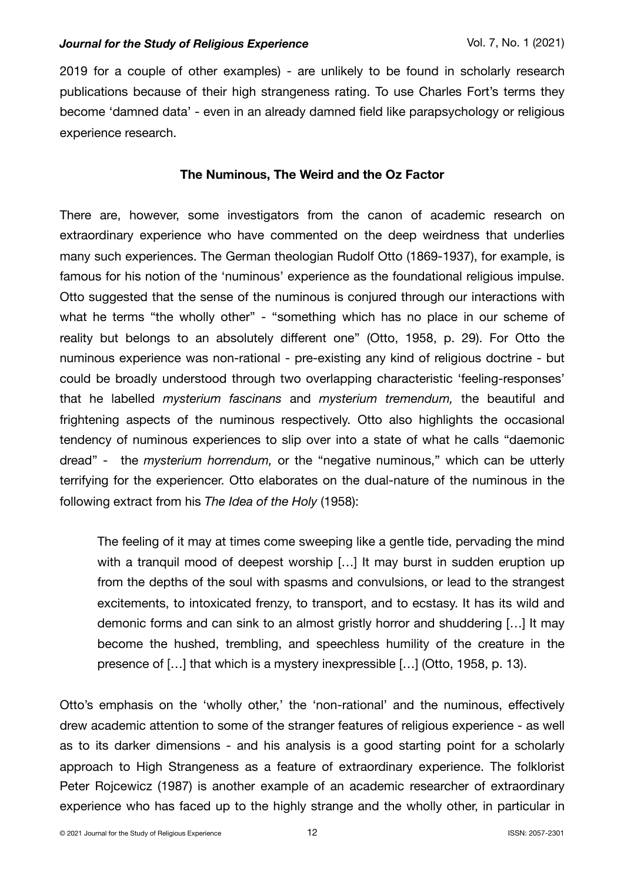2019 for a couple of other examples) - are unlikely to be found in scholarly research publications because of their high strangeness rating. To use Charles Fort's terms they become 'damned data' - even in an already damned field like parapsychology or religious experience research.

## The Numinous, The Weird and the Oz Factor

There are, however, some investigators from the canon of academic research on extraordinary experience who have commented on the deep weirdness that underlies many such experiences. The German theologian Rudolf Otto (1869-1937), for example, is famous for his notion of the 'numinous' experience as the foundational religious impulse. Otto suggested that the sense of the numinous is conjured through our interactions with what he terms "the wholly other" - "something which has no place in our scheme of reality but belongs to an absolutely different one" (Otto, 1958, p. 29). For Otto the numinous experience was non-rational - pre-existing any kind of religious doctrine - but could be broadly understood through two overlapping characteristic 'feeling-responses' that he labelled *mysterium fascinans* and *mysterium tremendum,* the beautiful and frightening aspects of the numinous respectively. Otto also highlights the occasional tendency of numinous experiences to slip over into a state of what he calls "daemonic dread" - the *mysterium horrendum,* or the "negative numinous," which can be utterly terrifying for the experiencer. Otto elaborates on the dual-nature of the numinous in the following extract from his *The Idea of the Holy* (1958):

> The feeling of it may at times come sweeping like a gentle tide, pervading the mind with a tranquil mood of deepest worship […] It may burst in sudden eruption up from the depths of the soul with spasms and convulsions, or lead to the strangest excitements, to intoxicated frenzy, to transport, and to ecstasy. It has its wild and demonic forms and can sink to an almost gristly horror and shuddering […] It may become the hushed, trembling, and speechless humility of the creature in the presence of […] that which is a mystery inexpressible […] (Otto, 1958, p. 13).

Otto's emphasis on the 'wholly other,' the 'non-rational' and the numinous, effectively drew academic attention to some of the stranger features of religious experience - as well as to its darker dimensions - and his analysis is a good starting point for a scholarly approach to High Strangeness as a feature of extraordinary experience. The folklorist Peter Rojcewicz (1987) is another example of an academic researcher of extraordinary experience who has faced up to the highly strange and the wholly other, in particular in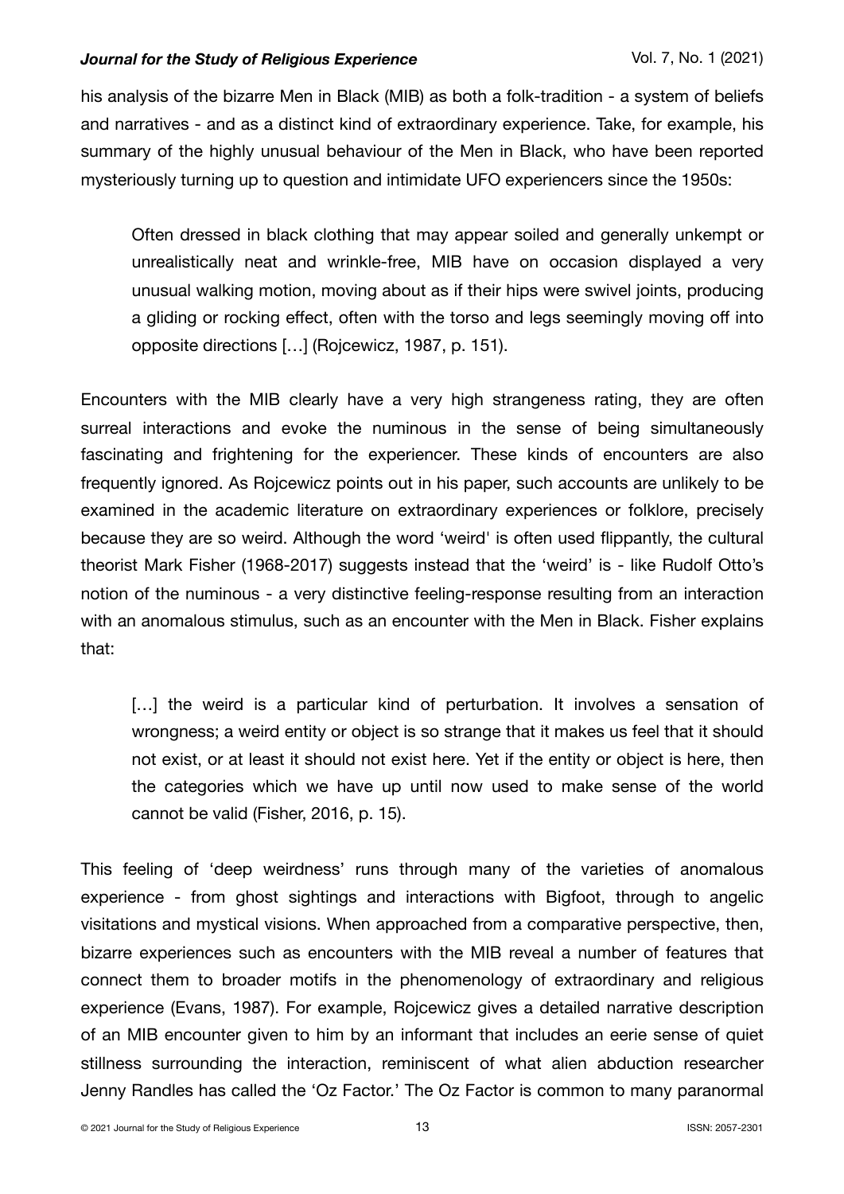his analysis of the bizarre Men in Black (MIB) as both a folk-tradition - a system of beliefs and narratives - and as a distinct kind of extraordinary experience. Take, for example, his summary of the highly unusual behaviour of the Men in Black, who have been reported mysteriously turning up to question and intimidate UFO experiencers since the 1950s:

> Often dressed in black clothing that may appear soiled and generally unkempt or unrealistically neat and wrinkle-free, MIB have on occasion displayed a very unusual walking motion, moving about as if their hips were swivel joints, producing a gliding or rocking effect, often with the torso and legs seemingly moving off into opposite directions […] (Rojcewicz, 1987, p. 151).

Encounters with the MIB clearly have a very high strangeness rating, they are often surreal interactions and evoke the numinous in the sense of being simultaneously fascinating and frightening for the experiencer. These kinds of encounters are also frequently ignored. As Rojcewicz points out in his paper, such accounts are unlikely to be examined in the academic literature on extraordinary experiences or folklore, precisely because they are so weird. Although the word 'weird' is often used flippantly, the cultural theorist Mark Fisher (1968-2017) suggests instead that the 'weird' is - like Rudolf Otto's notion of the numinous - a very distinctive feeling-response resulting from an interaction with an anomalous stimulus, such as an encounter with the Men in Black. Fisher explains that:

> […] the weird is a particular kind of perturbation. It involves a sensation of wrongness; a weird entity or object is so strange that it makes us feel that it should not exist, or at least it should not exist here. Yet if the entity or object is here, then the categories which we have up until now used to make sense of the world cannot be valid (Fisher, 2016, p. 15).

This feeling of 'deep weirdness' runs through many of the varieties of anomalous experience - from ghost sightings and interactions with Bigfoot, through to angelic visitations and mystical visions. When approached from a comparative perspective, then, bizarre experiences such as encounters with the MIB reveal a number of features that connect them to broader motifs in the phenomenology of extraordinary and religious experience (Evans, 1987). For example, Rojcewicz gives a detailed narrative description of an MIB encounter given to him by an informant that includes an eerie sense of quiet stillness surrounding the interaction, reminiscent of what alien abduction researcher Jenny Randles has called the 'Oz Factor.' The Oz Factor is common to many paranormal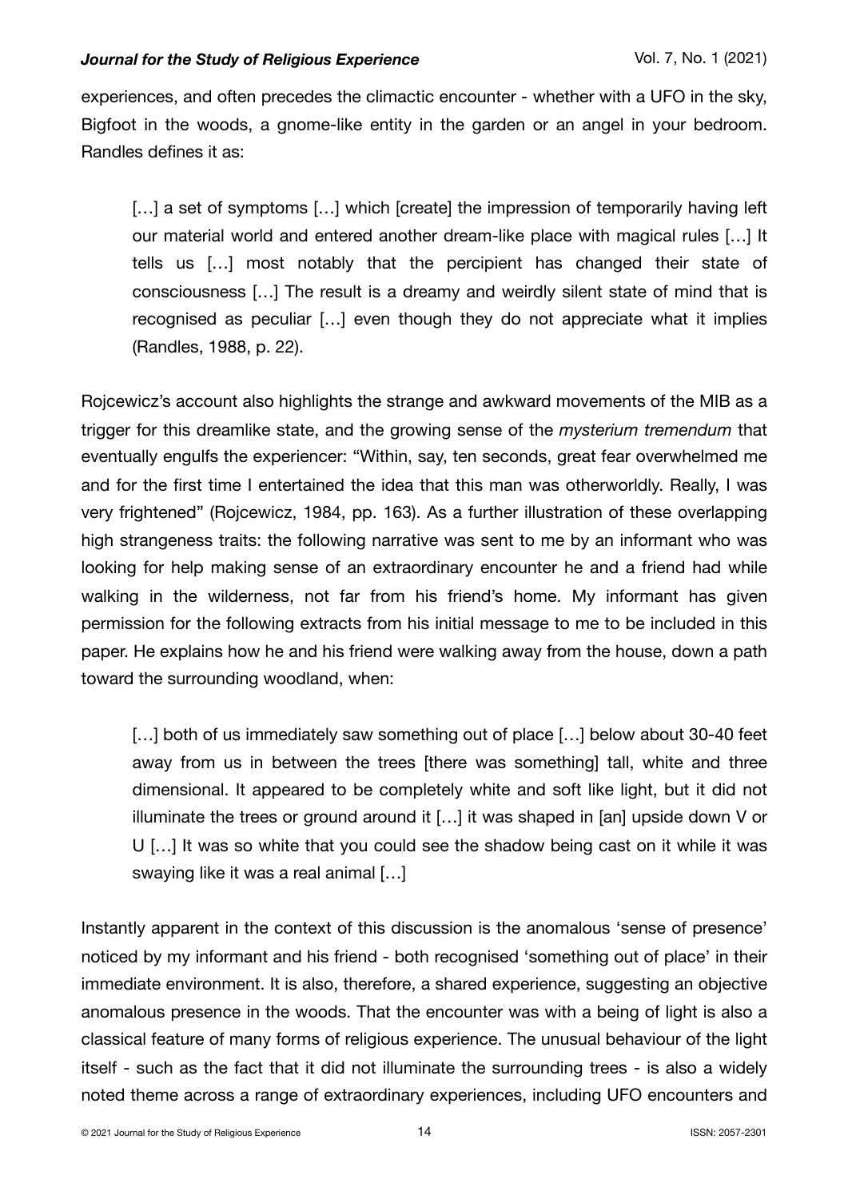experiences, and often precedes the climactic encounter - whether with a UFO in the sky, Bigfoot in the woods, a gnome-like entity in the garden or an angel in your bedroom. Randles defines it as:

> […] a set of symptoms […] which [create] the impression of temporarily having left our material world and entered another dream-like place with magical rules […] It tells us […] most notably that the percipient has changed their state of consciousness […] The result is a dreamy and weirdly silent state of mind that is recognised as peculiar […] even though they do not appreciate what it implies (Randles, 1988, p. 22).

Rojcewicz's account also highlights the strange and awkward movements of the MIB as a trigger for this dreamlike state, and the growing sense of the *mysterium tremendum* that eventually engulfs the experiencer: "Within, say, ten seconds, great fear overwhelmed me and for the first time I entertained the idea that this man was otherworldly. Really, I was very frightened" (Rojcewicz, 1984, pp. 163). As a further illustration of these overlapping high strangeness traits: the following narrative was sent to me by an informant who was looking for help making sense of an extraordinary encounter he and a friend had while walking in the wilderness, not far from his friend's home. My informant has given permission for the following extracts from his initial message to me to be included in this paper. He explains how he and his friend were walking away from the house, down a path toward the surrounding woodland, when:

> […] both of us immediately saw something out of place […] below about 30-40 feet away from us in between the trees [there was something] tall, white and three dimensional. It appeared to be completely white and soft like light, but it did not illuminate the trees or ground around it […] it was shaped in [an] upside down V or U […] It was so white that you could see the shadow being cast on it while it was swaying like it was a real animal […]

Instantly apparent in the context of this discussion is the anomalous 'sense of presence' noticed by my informant and his friend - both recognised 'something out of place' in their immediate environment. It is also, therefore, a shared experience, suggesting an objective anomalous presence in the woods. That the encounter was with a being of light is also a classical feature of many forms of religious experience. The unusual behaviour of the light itself - such as the fact that it did not illuminate the surrounding trees - is also a widely noted theme across a range of extraordinary experiences, including UFO encounters and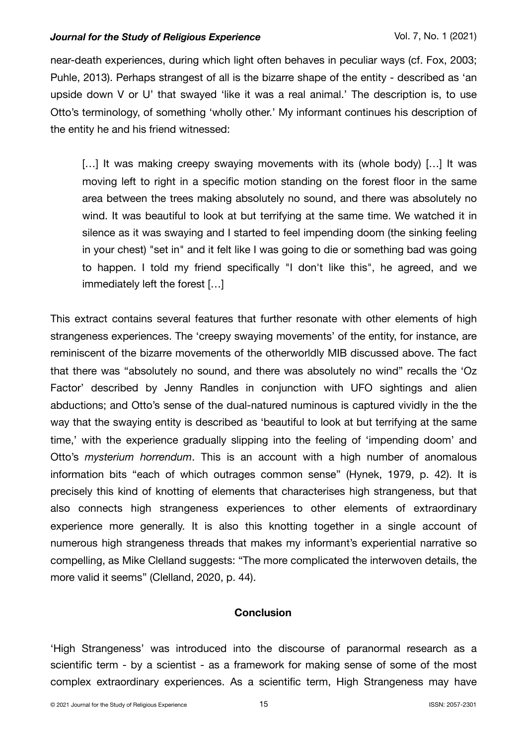near-death experiences, during which light often behaves in peculiar ways (cf. Fox, 2003; Puhle, 2013). Perhaps strangest of all is the bizarre shape of the entity - described as 'an upside down V or U' that swayed 'like it was a real animal.' The description is, to use Otto's terminology, of something 'wholly other.' My informant continues his description of the entity he and his friend witnessed:

> […] It was making creepy swaying movements with its (whole body) […] It was moving left to right in a specific motion standing on the forest floor in the same area between the trees making absolutely no sound, and there was absolutely no wind. It was beautiful to look at but terrifying at the same time. We watched it in silence as it was swaying and I started to feel impending doom (the sinking feeling in your chest) "set in" and it felt like I was going to die or something bad was going to happen. I told my friend specifically "I don't like this", he agreed, and we immediately left the forest […]

This extract contains several features that further resonate with other elements of high strangeness experiences. The 'creepy swaying movements' of the entity, for instance, are reminiscent of the bizarre movements of the otherworldly MIB discussed above. The fact that there was "absolutely no sound, and there was absolutely no wind" recalls the 'Oz Factor' described by Jenny Randles in conjunction with UFO sightings and alien abductions; and Otto's sense of the dual-natured numinous is captured vividly in the the way that the swaying entity is described as 'beautiful to look at but terrifying at the same time,' with the experience gradually slipping into the feeling of 'impending doom' and Otto's *mysterium horrendum*. This is an account with a high number of anomalous information bits "each of which outrages common sense" (Hynek, 1979, p. 42). It is precisely this kind of knotting of elements that characterises high strangeness, but that also connects high strangeness experiences to other elements of extraordinary experience more generally. It is also this knotting together in a single account of numerous high strangeness threads that makes my informant's experiential narrative so compelling, as Mike Clelland suggests: "The more complicated the interwoven details, the more valid it seems" (Clelland, 2020, p. 44).

## Conclusion

'High Strangeness' was introduced into the discourse of paranormal research as a scientific term - by a scientist - as a framework for making sense of some of the most complex extraordinary experiences. As a scientific term, High Strangeness may have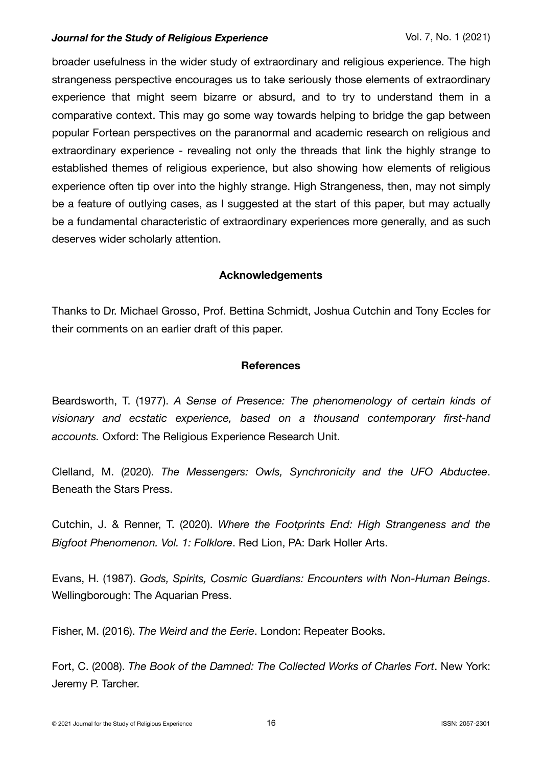broader usefulness in the wider study of extraordinary and religious experience. The high strangeness perspective encourages us to take seriously those elements of extraordinary experience that might seem bizarre or absurd, and to try to understand them in a comparative context. This may go some way towards helping to bridge the gap between popular Fortean perspectives on the paranormal and academic research on religious and extraordinary experience - revealing not only the threads that link the highly strange to established themes of religious experience, but also showing how elements of religious experience often tip over into the highly strange. High Strangeness, then, may not simply be a feature of outlying cases, as I suggested at the start of this paper, but may actually be a fundamental characteristic of extraordinary experiences more generally, and as such deserves wider scholarly attention.

## Acknowledgements

Thanks to Dr. Michael Grosso, Prof. Bettina Schmidt, Joshua Cutchin and Tony Eccles for their comments on an earlier draft of this paper.

## References

Beardsworth, T. (1977). *A Sense of Presence: The phenomenology of certain kinds of visionary and ecstatic experience, based on a thousand contemporary first-hand accounts.* Oxford: The Religious Experience Research Unit.

Clelland, M. (2020). *The Messengers: Owls, Synchronicity and the UFO Abductee*. Beneath the Stars Press.

Cutchin, J. & Renner, T. (2020). *Where the Footprints End: High Strangeness and the Bigfoot Phenomenon. Vol. 1: Folklore*. Red Lion, PA: Dark Holler Arts.

Evans, H. (1987). *Gods, Spirits, Cosmic Guardians: Encounters with Non-Human Beings*. Wellingborough: The Aquarian Press.

Fisher, M. (2016). *The Weird and the Eerie*. London: Repeater Books.

Fort, C. (2008). *The Book of the Damned: The Collected Works of Charles Fort*. New York: Jeremy P. Tarcher.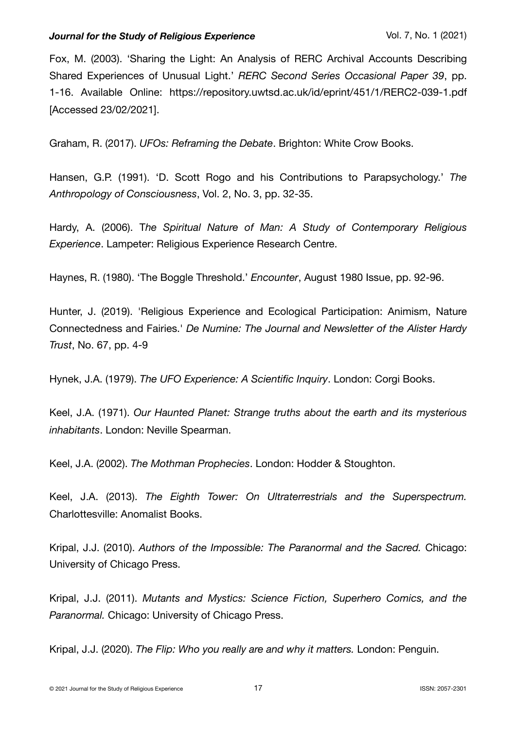Fox, M. (2003). 'Sharing the Light: An Analysis of RERC Archival Accounts Describing Shared Experiences of Unusual Light.' *RERC Second Series Occasional Paper 39*, pp. 1-16. Available Online: https://repository.uwtsd.ac.uk/id/eprint/451/1/RERC2-039-1.pdf [Accessed 23/02/2021].

Graham, R. (2017). *UFOs: Reframing the Debate*. Brighton: White Crow Books.

Hansen, G.P. (1991). 'D. Scott Rogo and his Contributions to Parapsychology.' *The Anthropology of Consciousness*, Vol. 2, No. 3, pp. 32-35.

Hardy, A. (2006). T*he Spiritual Nature of Man: A Study of Contemporary Religious Experience*. Lampeter: Religious Experience Research Centre.

Haynes, R. (1980). 'The Boggle Threshold.' *Encounter*, August 1980 Issue, pp. 92-96.

Hunter, J. (2019). 'Religious Experience and Ecological Participation: Animism, Nature Connectedness and Fairies.' *De Numine: The Journal and Newsletter of the Alister Hardy Trust*, No. 67, pp. 4-9

Hynek, J.A. (1979). *The UFO Experience: A Scientific Inquiry*. London: Corgi Books.

Keel, J.A. (1971). *Our Haunted Planet: Strange truths about the earth and its mysterious inhabitants*. London: Neville Spearman.

Keel, J.A. (2002). *The Mothman Prophecies*. London: Hodder & Stoughton.

Keel, J.A. (2013). *The Eighth Tower: On Ultraterrestrials and the Superspectrum.* Charlottesville: Anomalist Books.

Kripal, J.J. (2010). *Authors of the Impossible: The Paranormal and the Sacred.* Chicago: University of Chicago Press.

Kripal, J.J. (2011). *Mutants and Mystics: Science Fiction, Superhero Comics, and the Paranormal.* Chicago: University of Chicago Press.

Kripal, J.J. (2020). *The Flip: Who you really are and why it matters.* London: Penguin.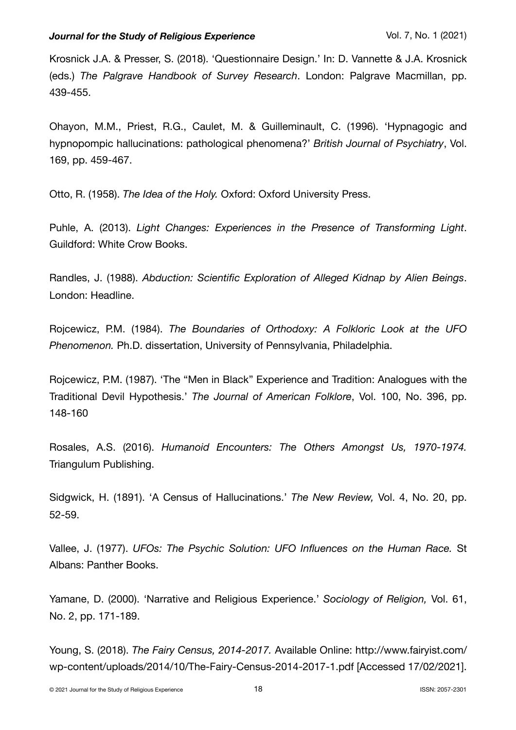Krosnick J.A. & Presser, S. (2018). 'Questionnaire Design.' In: D. Vannette & J.A. Krosnick (eds.) *The Palgrave Handbook of Survey Research*. London: Palgrave Macmillan, pp. 439-455.

Ohayon, M.M., Priest, R.G., Caulet, M. & Guilleminault, C. (1996). 'Hypnagogic and hypnopompic hallucinations: pathological phenomena?' *British Journal of Psychiatry*, Vol. 169, pp. 459-467.

Otto, R. (1958). *The Idea of the Holy.* Oxford: Oxford University Press.

Puhle, A. (2013). *Light Changes: Experiences in the Presence of Transforming Light*. Guildford: White Crow Books.

Randles, J. (1988). *Abduction: Scientific Exploration of Alleged Kidnap by Alien Beings*. London: Headline.

Rojcewicz, P.M. (1984). *The Boundaries of Orthodoxy: A Folkloric Look at the UFO Phenomenon.* Ph.D. dissertation, University of Pennsylvania, Philadelphia.

Rojcewicz, P.M. (1987). 'The "Men in Black" Experience and Tradition: Analogues with the Traditional Devil Hypothesis.' *The Journal of American Folklore*, Vol. 100, No. 396, pp. 148-160

Rosales, A.S. (2016). *Humanoid Encounters: The Others Amongst Us, 1970-1974.* Triangulum Publishing.

Sidgwick, H. (1891). 'A Census of Hallucinations.' *The New Review,* Vol. 4, No. 20, pp. 52-59.

Vallee, J. (1977). *UFOs: The Psychic Solution: UFO Influences on the Human Race.* St Albans: Panther Books.

Yamane, D. (2000). 'Narrative and Religious Experience.' *Sociology of Religion,* Vol. 61, No. 2, pp. 171-189.

Young, S. (2018). *The Fairy Census, 2014-2017.* Available Online: http://www.fairyist.com/wp-content/uploads/2014/10/The-Fairy-Census-2014-2017-1.pdf [Accessed 17/02/2021].